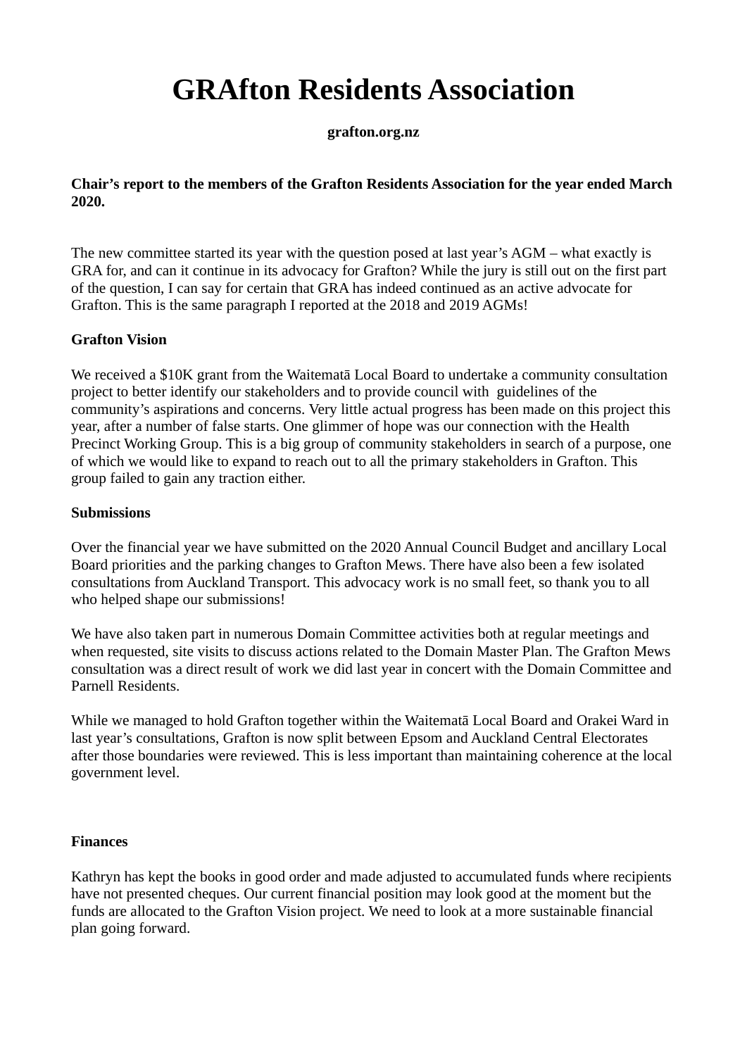# GRAfton Residents Association

**grafton.org.nz**

**Chair's report to the members of the Grafton Residents Association for the year ended March 2020.**

The new committee started its year with the question posed at last year's AGM – what exactly is GRA for, and can it continue in its advocacy for Grafton? While the jury is still out on the first part of the question, I can say for certain that GRA has indeed continued as an active advocate for Grafton. This is the same paragraph I reported at the 2018 and 2019 AGMs!

**Grafton Vision**

We received a $10K grant from the Waitematā Local Board to undertake a community consultation project to better identify our stakeholders and to provide council with guidelines of the community's aspirations and concerns. Very little actual progress has been made on this project this year, after a number of false starts. One glimmer of hope was our connection with the Health Precinct Working Group. This is a big group of community stakeholders in search of a purpose, one of which we would like to expand to reach out to all the primary stakeholders in Grafton. This group failed to gain any traction either.

**Submissions**

Over the financial year we have submitted on the 2020 Annual Council Budget and ancillary Local Board priorities and the parking changes to Grafton Mews. There have also been a few isolated consultations from Auckland Transport. This advocacy work is no small feet, so thank you to all who helped shape our submissions!

We have also taken part in numerous Domain Committee activities both at regular meetings and when requested, site visits to discuss actions related to the Domain Master Plan. The Grafton Mews consultation was a direct result of work we did last year in concert with the Domain Committee and Parnell Residents.

While we managed to hold Grafton together within the Waitematā Local Board and Orakei Ward in last year's consultations, Grafton is now split between Epsom and Auckland Central Electorates after those boundaries were reviewed. This is less important than maintaining coherence at the local government level.

**Finances**

Kathryn has kept the books in good order and made adjusted to accumulated funds where recipients have not presented cheques. Our current financial position may look good at the moment but the funds are allocated to the Grafton Vision project. We need to look at a more sustainable financial plan going forward.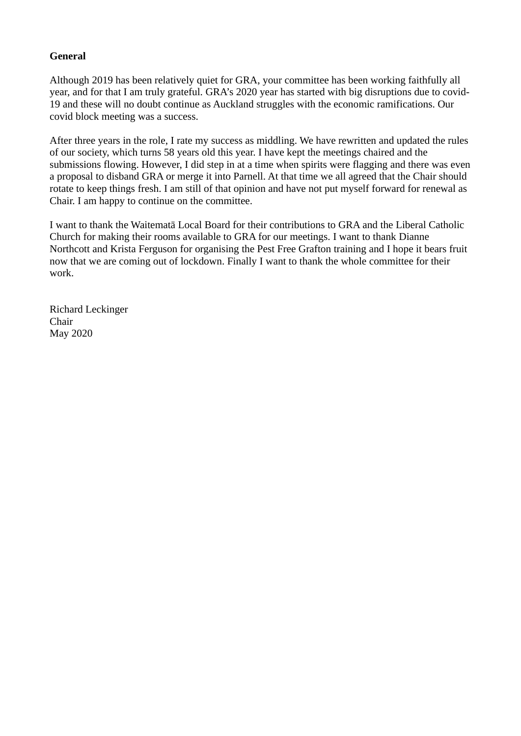**General**

Although 2019 has been relatively quiet for GRA, your committee has been working faithfully all year, and for that I am truly grateful. GRA's 2020 year has started with big disruptions due to covid-19 and these will no doubt continue as Auckland struggles with the economic ramifications. Our covid block meeting was a success.

After three years in the role, I rate my success as middling. We have rewritten and updated the rules of our society, which turns 58 years old this year. I have kept the meetings chaired and the submissions flowing. However, I did step in at a time when spirits were flagging and there was even a proposal to disband GRA or merge it into Parnell. At that time we all agreed that the Chair should rotate to keep things fresh. I am still of that opinion and have not put myself forward for renewal as Chair. I am happy to continue on the committee.

I want to thank the Waitematā Local Board for their contributions to GRA and the Liberal Catholic Church for making their rooms available to GRA for our meetings. I want to thank Dianne Northcott and Krista Ferguson for organising the Pest Free Grafton training and I hope it bears fruit now that we are coming out of lockdown. Finally I want to thank the whole committee for their work.

Richard Leckinger
Chair
May 2020